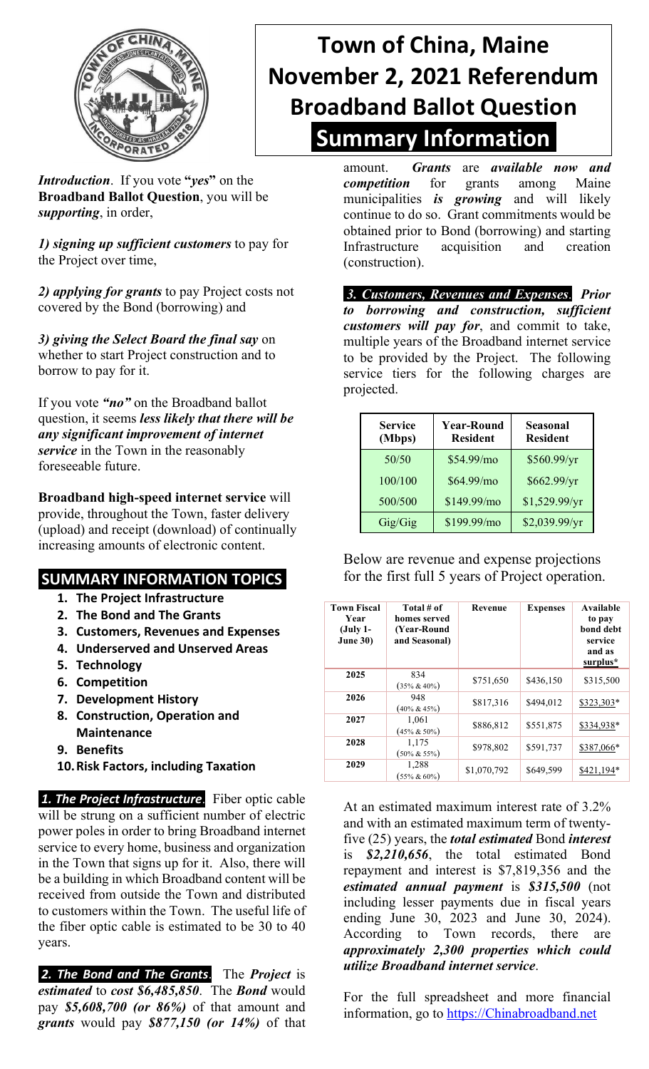# Town of China, Maine November 2, 2021 Referendum Broadband Ballot Question

## Summary Information

***Introduction***. If you vote **"*yes*"** on the **Broadband Ballot Question**, you will be ***supporting***, in order,

***1) signing up sufficient customers*** to pay for the Project over time,

***2) applying for grants*** to pay Project costs not covered by the Bond (borrowing) and

***3) giving the Select Board the final say*** on whether to start Project construction and to borrow to pay for it.

If you vote ***"no"*** on the Broadband ballot question, it seems ***less likely that there will be any significant improvement of internet service*** in the Town in the reasonably foreseeable future.

**Broadband high-speed internet service** will provide, throughout the Town, faster delivery (upload) and receipt (download) of continually increasing amounts of electronic content.

## SUMMARY INFORMATION TOPICS

1. **The Project Infrastructure**
2. **The Bond and The Grants**
3. **Customers, Revenues and Expenses**
4. **Underserved and Unserved Areas**
5. **Technology**
6. **Competition**
7. **Development History**
8. **Construction, Operation and Maintenance**
9. **Benefits**
10. **Risk Factors, including Taxation**

***1. The Project Infrastructure***. Fiber optic cable will be strung on a sufficient number of electric power poles in order to bring Broadband internet service to every home, business and organization in the Town that signs up for it. Also, there will be a building in which Broadband content will be received from outside the Town and distributed to customers within the Town. The useful life of the fiber optic cable is estimated to be 30 to 40 years.

***2. The Bond and The Grants***. The ***Project*** is ***estimated*** to ***cost $6,485,850***. The ***Bond*** would pay ***$5,608,700 (or 86%)*** of that amount and ***grants*** would pay ***$877,150 (or 14%)*** of that amount. ***Grants*** are ***available now and competition*** for grants among Maine municipalities ***is growing*** and will likely continue to do so. Grant commitments would be obtained prior to Bond (borrowing) and starting Infrastructure acquisition and creation (construction).

***3. Customers, Revenues and Expenses***. ***Prior to borrowing and construction, sufficient customers will pay for***, and commit to take, multiple years of the Broadband internet service to be provided by the Project. The following service tiers for the following charges are projected.

| Service (Mbps) | Year-Round Resident | Seasonal Resident |
|---|---|---|
| 50/50 | $54.99/mo | $560.99/yr |
| 100/100 | $64.99/mo | $662.99/yr |
| 500/500 | $149.99/mo | $1,529.99/yr |
| Gig/Gig | $199.99/mo | $2,039.99/yr |

Below are revenue and expense projections for the first full 5 years of Project operation.

| Town Fiscal Year (July 1-June 30) | Total # of homes served (Year-Round and Seasonal) | Revenue | Expenses | Available to pay bond debt service and as surplus* |
|---|---|---|---|---|
| 2025 | 834 (35% & 40%) | $751,650 | $436,150 | $315,500 |
| 2026 | 948 (40% & 45%) | $817,316 | $494,012 | $323,303* |
| 2027 | 1,061 (45% & 50%) | $886,812 | $551,875 | $334,938* |
| 2028 | 1,175 (50% & 55%) | $978,802 | $591,737 | $387,066* |
| 2029 | 1,288 (55% & 60%) | $1,070,792 | $649,599 | $421,194* |

At an estimated maximum interest rate of 3.2% and with an estimated maximum term of twenty-five (25) years, the ***total estimated*** Bond ***interest*** is ***$2,210,656***, the total estimated Bond repayment and interest is $7,819,356 and the ***estimated annual payment*** is ***$315,500*** (not including lesser payments due in fiscal years ending June 30, 2023 and June 30, 2024). According to Town records, there are ***approximately 2,300 properties which could utilize Broadband internet service***.

For the full spreadsheet and more financial information, go to https://Chinabroadband.net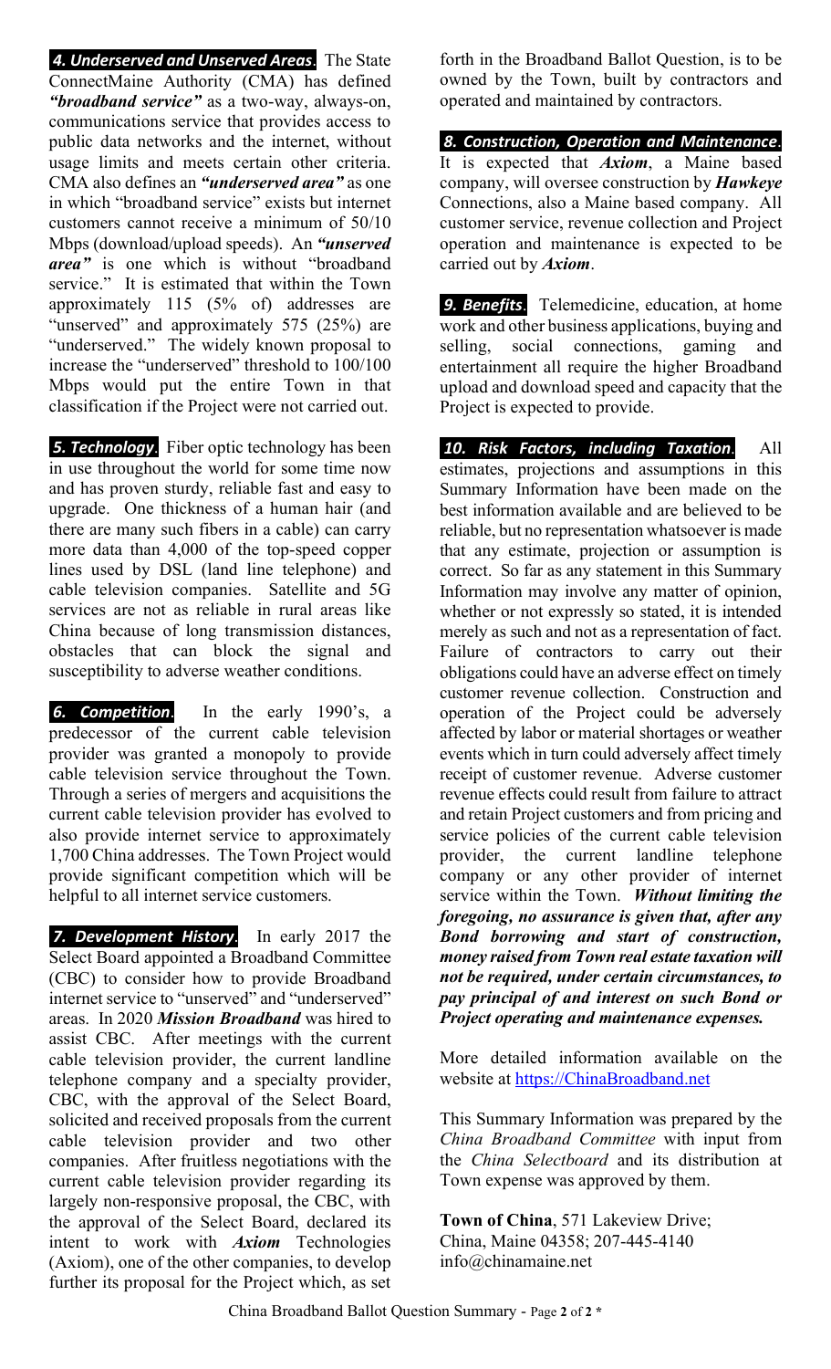**4. Underserved and Unserved Areas**. The State ConnectMaine Authority (CMA) has defined ***"broadband service"*** as a two-way, always-on, communications service that provides access to public data networks and the internet, without usage limits and meets certain other criteria. CMA also defines an ***"underserved area"*** as one in which "broadband service" exists but internet customers cannot receive a minimum of 50/10 Mbps (download/upload speeds). An ***"unserved area"*** is one which is without "broadband service." It is estimated that within the Town approximately 115 (5% of) addresses are "unserved" and approximately 575 (25%) are "underserved." The widely known proposal to increase the "underserved" threshold to 100/100 Mbps would put the entire Town in that classification if the Project were not carried out.

**5. Technology**. Fiber optic technology has been in use throughout the world for some time now and has proven sturdy, reliable fast and easy to upgrade. One thickness of a human hair (and there are many such fibers in a cable) can carry more data than 4,000 of the top-speed copper lines used by DSL (land line telephone) and cable television companies. Satellite and 5G services are not as reliable in rural areas like China because of long transmission distances, obstacles that can block the signal and susceptibility to adverse weather conditions.

**6. Competition**. In the early 1990's, a predecessor of the current cable television provider was granted a monopoly to provide cable television service throughout the Town. Through a series of mergers and acquisitions the current cable television provider has evolved to also provide internet service to approximately 1,700 China addresses. The Town Project would provide significant competition which will be helpful to all internet service customers.

**7. Development History**. In early 2017 the Select Board appointed a Broadband Committee (CBC) to consider how to provide Broadband internet service to "unserved" and "underserved" areas. In 2020 ***Mission Broadband*** was hired to assist CBC. After meetings with the current cable television provider, the current landline telephone company and a specialty provider, CBC, with the approval of the Select Board, solicited and received proposals from the current cable television provider and two other companies. After fruitless negotiations with the current cable television provider regarding its largely non-responsive proposal, the CBC, with the approval of the Select Board, declared its intent to work with ***Axiom*** Technologies (Axiom), one of the other companies, to develop further its proposal for the Project which, as set forth in the Broadband Ballot Question, is to be owned by the Town, built by contractors and operated and maintained by contractors.

**8. Construction, Operation and Maintenance**. It is expected that ***Axiom***, a Maine based company, will oversee construction by ***Hawkeye*** Connections, also a Maine based company. All customer service, revenue collection and Project operation and maintenance is expected to be carried out by ***Axiom***.

**9. Benefits**. Telemedicine, education, at home work and other business applications, buying and selling, social connections, gaming and entertainment all require the higher Broadband upload and download speed and capacity that the Project is expected to provide.

**10. Risk Factors, including Taxation**. All estimates, projections and assumptions in this Summary Information have been made on the best information available and are believed to be reliable, but no representation whatsoever is made that any estimate, projection or assumption is correct. So far as any statement in this Summary Information may involve any matter of opinion, whether or not expressly so stated, it is intended merely as such and not as a representation of fact. Failure of contractors to carry out their obligations could have an adverse effect on timely customer revenue collection. Construction and operation of the Project could be adversely affected by labor or material shortages or weather events which in turn could adversely affect timely receipt of customer revenue. Adverse customer revenue effects could result from failure to attract and retain Project customers and from pricing and service policies of the current cable television provider, the current landline telephone company or any other provider of internet service within the Town. ***Without limiting the foregoing, no assurance is given that, after any Bond borrowing and start of construction, money raised from Town real estate taxation will not be required, under certain circumstances, to pay principal of and interest on such Bond or Project operating and maintenance expenses.***

More detailed information available on the website at https://ChinaBroadband.net

This Summary Information was prepared by the *China Broadband Committee* with input from the *China Selectboard* and its distribution at Town expense was approved by them.

**Town of China**, 571 Lakeview Drive;
China, Maine 04358; 207-445-4140
info@chinamaine.net